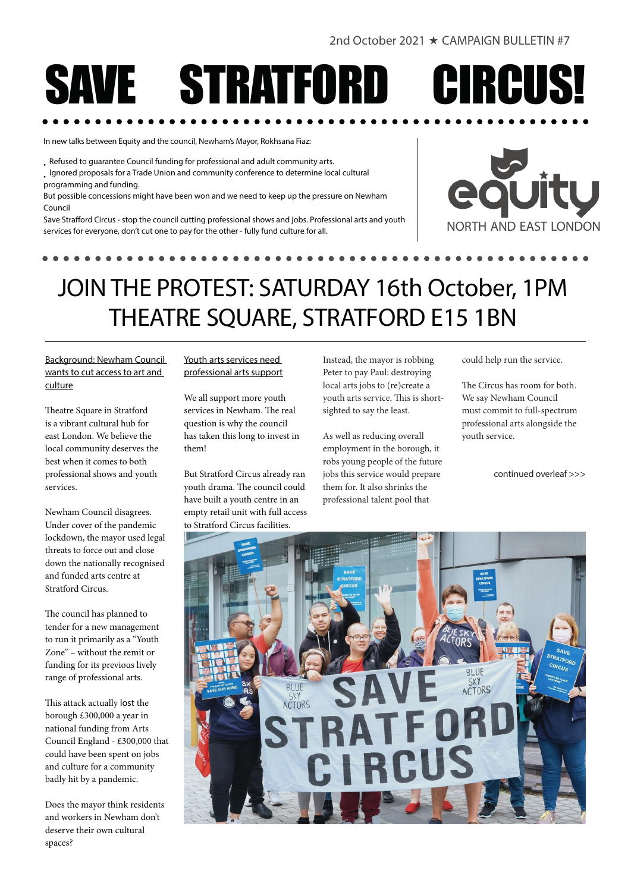2nd October 2021 ★ CAMPAIGN BULLETIN #7

# SAVE STRATFORD CIRCUS!

In new talks between Equity and the council, Newham's Mayor, Rokhsana Fiaz:

- Refused to guarantee Council funding for professional and adult community arts.
- Ignored proposals for a Trade Union and community conference to determine local cultural programming and funding.

But possible concessions might have been won and we need to keep up the pressure on Newham Council

Save Strafford Circus - stop the council cutting professional shows and jobs. Professional arts and youth services for everyone, don't cut one to pay for the other - fully fund culture for all.

equity NORTH AND EAST LONDON

## JOIN THE PROTEST: SATURDAY 16th October, 1PM THEATRE SQUARE, STRATFORD E15 1BN

### Background: Newham Council wants to cut access to art and culture

Theatre Square in Stratford is a vibrant cultural hub for east London. We believe the local community deserves the best when it comes to both professional shows and youth services.

Newham Council disagrees. Under cover of the pandemic lockdown, the mayor used legal threats to force out and close down the nationally recognised and funded arts centre at Stratford Circus.

The council has planned to tender for a new management to run it primarily as a "Youth Zone" – without the remit or funding for its previous lively range of professional arts.

This attack actually lost the borough £300,000 a year in national funding from Arts Council England - £300,000 that could have been spent on jobs and culture for a community badly hit by a pandemic.

Does the mayor think residents and workers in Newham don't deserve their own cultural spaces?

### Youth arts services need professional arts support

We all support more youth services in Newham. The real question is why the council has taken this long to invest in them!

But Stratford Circus already ran youth drama. The council could have built a youth centre in an empty retail unit with full access to Stratford Circus facilities.

Instead, the mayor is robbing Peter to pay Paul: destroying local arts jobs to (re)create a youth arts service. This is short-sighted to say the least.

As well as reducing overall employment in the borough, it robs young people of the future jobs this service would prepare them for. It also shrinks the professional talent pool that could help run the service.

The Circus has room for both. We say Newham Council must commit to full-spectrum professional arts alongside the youth service.

continued overleaf >>>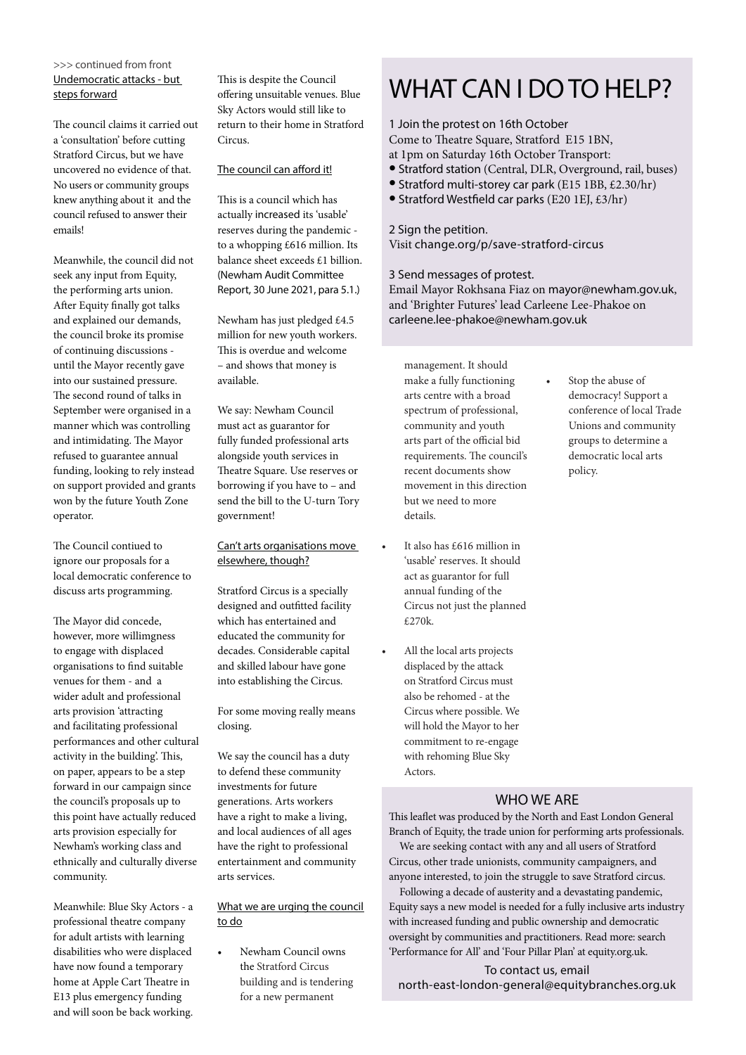>>> continued from front

## Undemocratic attacks - but steps forward

The council claims it carried out a 'consultation' before cutting Stratford Circus, but we have uncovered no evidence of that. No users or community groups knew anything about it and the council refused to answer their emails!

Meanwhile, the council did not seek any input from Equity, the performing arts union. After Equity finally got talks and explained our demands, the council broke its promise of continuing discussions - until the Mayor recently gave into our sustained pressure. The second round of talks in September were organised in a manner which was controlling and intimidating. The Mayor refused to guarantee annual funding, looking to rely instead on support provided and grants won by the future Youth Zone operator.

The Council contiued to ignore our proposals for a local democratic conference to discuss arts programming.

The Mayor did concede, however, more willimgness to engage with displaced organisations to find suitable venues for them - and a wider adult and professional arts provision 'attracting and facilitating professional performances and other cultural activity in the building'. This, on paper, appears to be a step forward in our campaign since the council's proposals up to this point have actually reduced arts provision especially for Newham's working class and ethnically and culturally diverse community.

Meanwhile: Blue Sky Actors - a professional theatre company for adult artists with learning disabilities who were displaced have now found a temporary home at Apple Cart Theatre in E13 plus emergency funding and will soon be back working.

This is despite the Council offering unsuitable venues. Blue Sky Actors would still like to return to their home in Stratford Circus.

## The council can afford it!

This is a council which has actually increased its 'usable' reserves during the pandemic - to a whopping £616 million. Its balance sheet exceeds £1 billion. (Newham Audit Committee Report, 30 June 2021, para 5.1.)

Newham has just pledged £4.5 million for new youth workers. This is overdue and welcome – and shows that money is available.

We say: Newham Council must act as guarantor for fully funded professional arts alongside youth services in Theatre Square. Use reserves or borrowing if you have to – and send the bill to the U-turn Tory government!

## Can't arts organisations move elsewhere, though?

Stratford Circus is a specially designed and outfitted facility which has entertained and educated the community for decades. Considerable capital and skilled labour have gone into establishing the Circus.

For some moving really means closing.

We say the council has a duty to defend these community investments for future generations. Arts workers have a right to make a living, and local audiences of all ages have the right to professional entertainment and community arts services.

## What we are urging the council to do

- Newham Council owns the Stratford Circus building and is tendering for a new permanent management. It should make a fully functioning arts centre with a broad spectrum of professional, community and youth arts part of the official bid requirements. The council's recent documents show movement in this direction but we need to more details.
- It also has £616 million in 'usable' reserves. It should act as guarantor for full annual funding of the Circus not just the planned £270k.
- All the local arts projects displaced by the attack on Stratford Circus must also be rehomed - at the Circus where possible. We will hold the Mayor to her commitment to re-engage with rehoming Blue Sky Actors.
- Stop the abuse of democracy! Support a conference of local Trade Unions and community groups to determine a democratic local arts policy.

# WHAT CAN I DO TO HELP?

1 Join the protest on 16th October

Come to Theatre Square, Stratford E15 1BN, at 1pm on Saturday 16th October Transport:

- Stratford station (Central, DLR, Overground, rail, buses)
- Stratford multi-storey car park (E15 1BB, £2.30/hr)
- Stratford Westfield car parks (E20 1EJ, £3/hr)

2 Sign the petition.

Visit change.org/p/save-stratford-circus

3 Send messages of protest.

Email Mayor Rokhsana Fiaz on mayor@newham.gov.uk, and 'Brighter Futures' lead Carleene Lee-Phakoe on carleene.lee-phakoe@newham.gov.uk

## WHO WE ARE

This leaflet was produced by the North and East London General Branch of Equity, the trade union for performing arts professionals.

We are seeking contact with any and all users of Stratford Circus, other trade unionists, community campaigners, and anyone interested, to join the struggle to save Stratford circus.

Following a decade of austerity and a devastating pandemic, Equity says a new model is needed for a fully inclusive arts industry with increased funding and public ownership and democratic oversight by communities and practitioners. Read more: search 'Performance for All' and 'Four Pillar Plan' at equity.org.uk.

To contact us, email north-east-london-general@equitybranches.org.uk